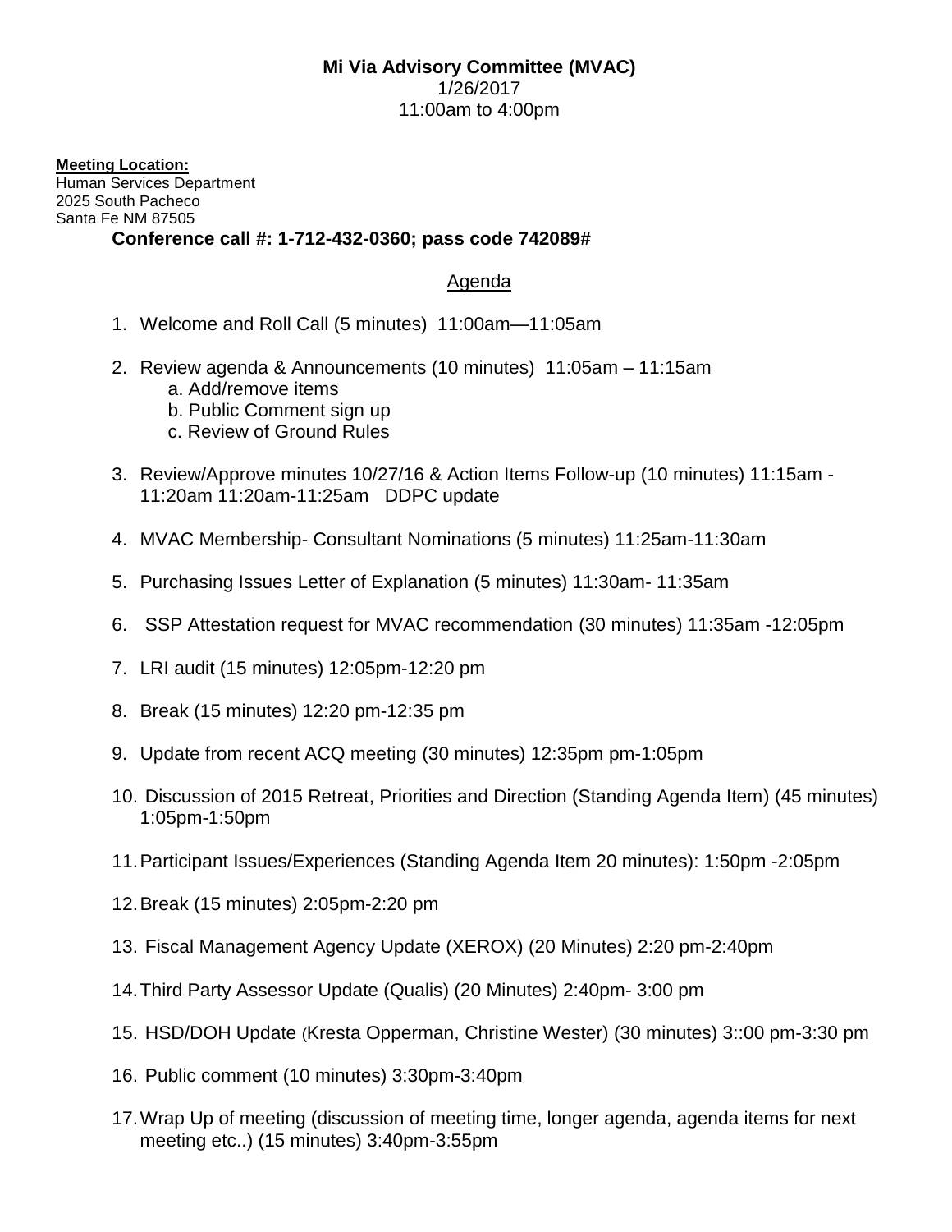**Mi Via Advisory Committee (MVAC)**
1/26/2017
11:00am to 4:00pm

**Meeting Location:**
Human Services Department
2025 South Pacheco
Santa Fe NM 87505

**Conference call #: 1-712-432-0360; pass code 742089#**

## Agenda

1. Welcome and Roll Call (5 minutes) 11:00am—11:05am

2. Review agenda & Announcements (10 minutes) 11:05am – 11:15am
   a. Add/remove items
   b. Public Comment sign up
   c. Review of Ground Rules

3. Review/Approve minutes 10/27/16 & Action Items Follow-up (10 minutes) 11:15am - 11:20am 11:20am-11:25am DDPC update

4. MVAC Membership- Consultant Nominations (5 minutes) 11:25am-11:30am

5. Purchasing Issues Letter of Explanation (5 minutes) 11:30am- 11:35am

6. SSP Attestation request for MVAC recommendation (30 minutes) 11:35am -12:05pm

7. LRI audit (15 minutes) 12:05pm-12:20 pm

8. Break (15 minutes) 12:20 pm-12:35 pm

9. Update from recent ACQ meeting (30 minutes) 12:35pm pm-1:05pm

10. Discussion of 2015 Retreat, Priorities and Direction (Standing Agenda Item) (45 minutes) 1:05pm-1:50pm

11. Participant Issues/Experiences (Standing Agenda Item 20 minutes): 1:50pm -2:05pm

12. Break (15 minutes) 2:05pm-2:20 pm

13. Fiscal Management Agency Update (XEROX) (20 Minutes) 2:20 pm-2:40pm

14. Third Party Assessor Update (Qualis) (20 Minutes) 2:40pm- 3:00 pm

15. HSD/DOH Update (Kresta Opperman, Christine Wester) (30 minutes) 3::00 pm-3:30 pm

16. Public comment (10 minutes) 3:30pm-3:40pm

17. Wrap Up of meeting (discussion of meeting time, longer agenda, agenda items for next meeting etc..) (15 minutes) 3:40pm-3:55pm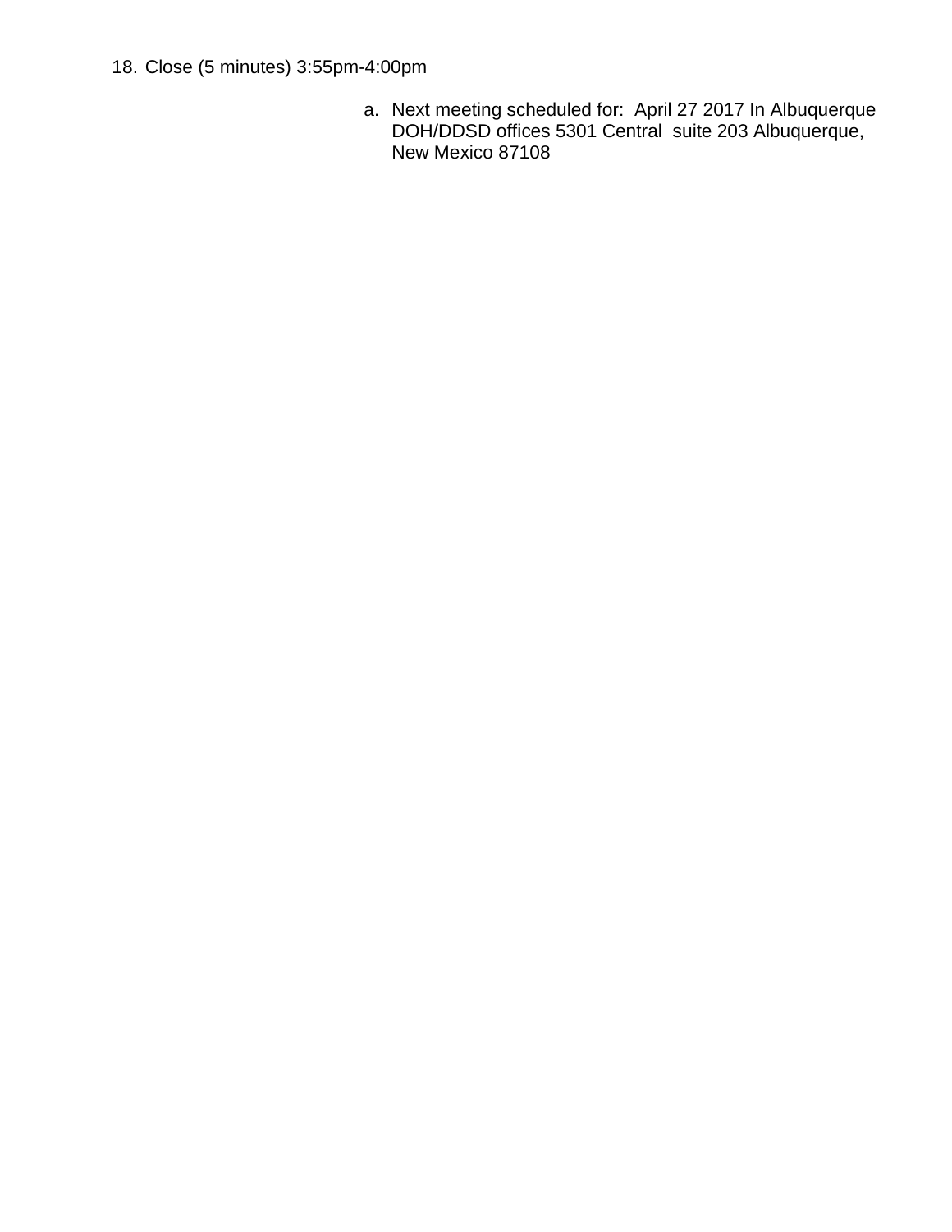18. Close (5 minutes) 3:55pm-4:00pm

    a. Next meeting scheduled for: April 27 2017 In Albuquerque DOH/DDSD offices 5301 Central suite 203 Albuquerque, New Mexico 87108